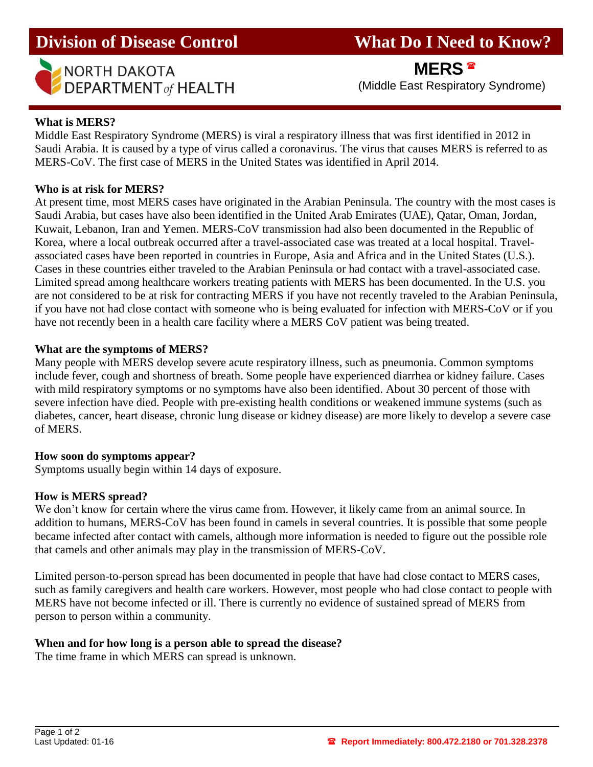# Division of Distease Control

NORTH DAKOTA DEPARTMENT *of* HEALTH

# What Do I Need to Know?

## MERS ☎

(Middle East Respiratory Syndrome)

### What is MERS?

Middle East Respiratory Syndrome (MERS) is viral a respiratory illness that was first identified in 2012 in Saudi Arabia. It is caused by a type of virus called a coronavirus. The virus that causes MERS is referred to as MERS-CoV. The first case of MERS in the United States was identified in April 2014.

### Who is at risk for MERS?

At present time, most MERS cases have originated in the Arabian Peninsula. The country with the most cases is Saudi Arabia, but cases have also been identified in the United Arab Emirates (UAE), Qatar, Oman, Jordan, Kuwait, Lebanon, Iran and Yemen. MERS-CoV transmission had also been documented in the Republic of Korea, where a local outbreak occurred after a travel-associated case was treated at a local hospital. Travel-associated cases have been reported in countries in Europe, Asia and Africa and in the United States (U.S.). Cases in these countries either traveled to the Arabian Peninsula or had contact with a travel-associated case. Limited spread among healthcare workers treating patients with MERS has been documented. In the U.S. you are not considered to be at risk for contracting MERS if you have not recently traveled to the Arabian Peninsula, if you have not had close contact with someone who is being evaluated for infection with MERS-CoV or if you have not recently been in a health care facility where a MERS CoV patient was being treated.

### What are the symptoms of MERS?

Many people with MERS develop severe acute respiratory illness, such as pneumonia. Common symptoms include fever, cough and shortness of breath. Some people have experienced diarrhea or kidney failure. Cases with mild respiratory symptoms or no symptoms have also been identified. About 30 percent of those with severe infection have died. People with pre-existing health conditions or weakened immune systems (such as diabetes, cancer, heart disease, chronic lung disease or kidney disease) are more likely to develop a severe case of MERS.

### How soon do symptoms appear?

Symptoms usually begin within 14 days of exposure.

### How is MERS spread?

We don't know for certain where the virus came from. However, it likely came from an animal source. In addition to humans, MERS-CoV has been found in camels in several countries. It is possible that some people became infected after contact with camels, although more information is needed to figure out the possible role that camels and other animals may play in the transmission of MERS-CoV.

Limited person-to-person spread has been documented in people that have had close contact to MERS cases, such as family caregivers and health care workers. However, most people who had close contact to people with MERS have not become infected or ill. There is currently no evidence of sustained spread of MERS from person to person within a community.

### When and for how long is a person able to spread the disease?

The time frame in which MERS can spread is unknown.

Last Updated: 01-16

☎ **Report Immediately: 800.472.2180 or 701.328.2378**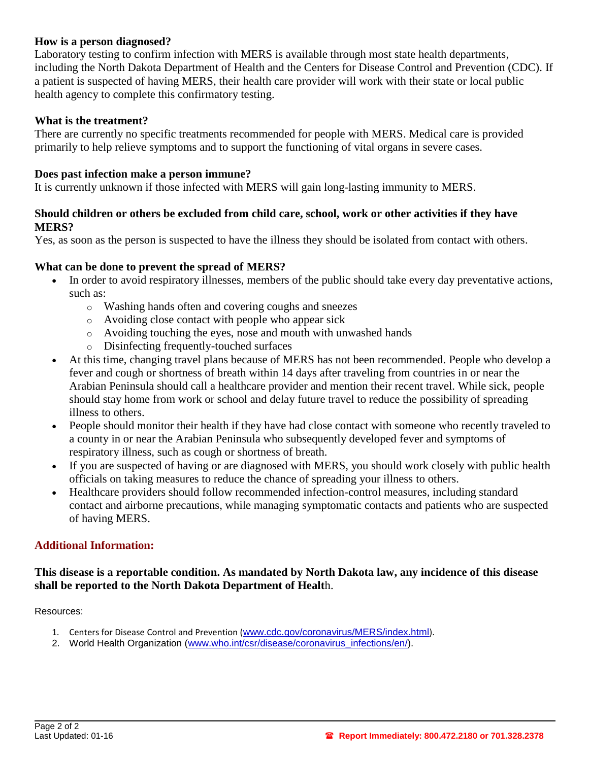**How is a person diagnosed?**
Laboratory testing to confirm infection with MERS is available through most state health departments, including the North Dakota Department of Health and the Centers for Disease Control and Prevention (CDC). If a patient is suspected of having MERS, their health care provider will work with their state or local public health agency to complete this confirmatory testing.

**What is the treatment?**
There are currently no specific treatments recommended for people with MERS. Medical care is provided primarily to help relieve symptoms and to support the functioning of vital organs in severe cases.

**Does past infection make a person immune?**
It is currently unknown if those infected with MERS will gain long-lasting immunity to MERS.

**Should children or others be excluded from child care, school, work or other activities if they have MERS?**
Yes, as soon as the person is suspected to have the illness they should be isolated from contact with others.

**What can be done to prevent the spread of MERS?**

- In order to avoid respiratory illnesses, members of the public should take every day preventative actions, such as:
  - Washing hands often and covering coughs and sneezes
  - Avoiding close contact with people who appear sick
  - Avoiding touching the eyes, nose and mouth with unwashed hands
  - Disinfecting frequently-touched surfaces
- At this time, changing travel plans because of MERS has not been recommended. People who develop a fever and cough or shortness of breath within 14 days after traveling from countries in or near the Arabian Peninsula should call a healthcare provider and mention their recent travel. While sick, people should stay home from work or school and delay future travel to reduce the possibility of spreading illness to others.
- People should monitor their health if they have had close contact with someone who recently traveled to a county in or near the Arabian Peninsula who subsequently developed fever and symptoms of respiratory illness, such as cough or shortness of breath.
- If you are suspected of having or are diagnosed with MERS, you should work closely with public health officials on taking measures to reduce the chance of spreading your illness to others.
- Healthcare providers should follow recommended infection-control measures, including standard contact and airborne precautions, while managing symptomatic contacts and patients who are suspected of having MERS.

## Additional Information:

**This disease is a reportable condition. As mandated by North Dakota law, any incidence of this disease shall be reported to the North Dakota Department of Health.**

Resources:

1. Centers for Disease Control and Prevention (www.cdc.gov/coronavirus/MERS/index.html).
2. World Health Organization (www.who.int/csr/disease/coronavirus_infections/en/).

Last Updated: 01-16

**☎ Report Immediately: 800.472.2180 or 701.328.2378**